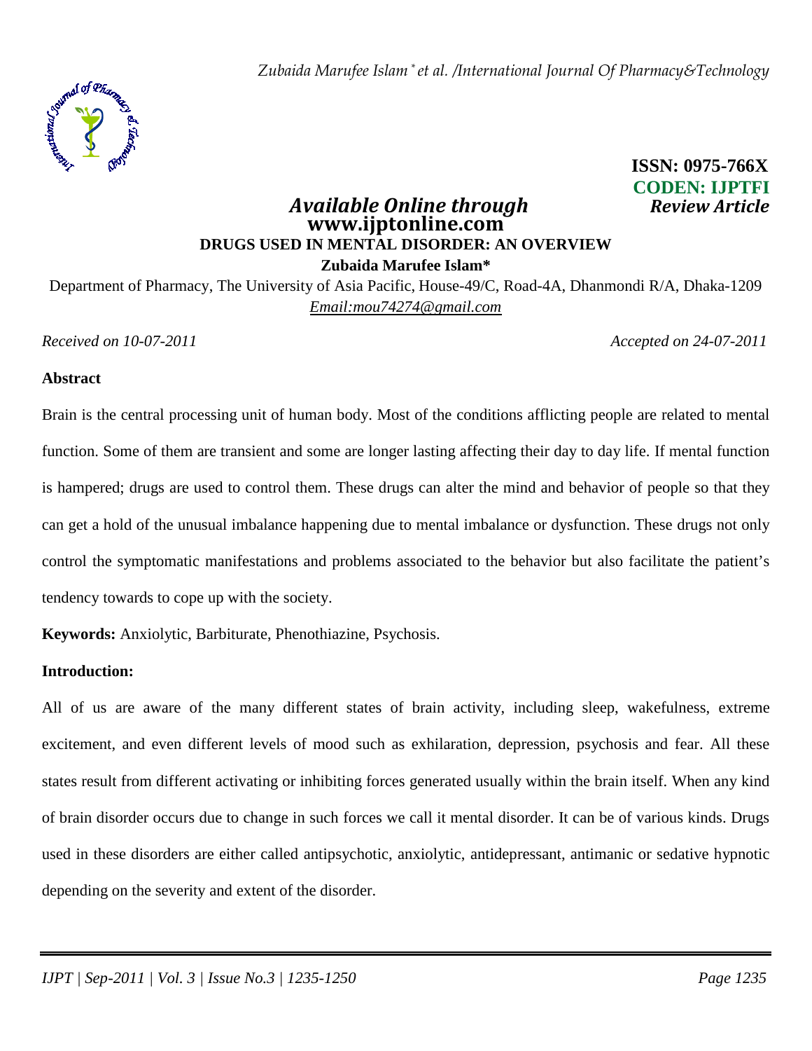**ISSN: 0975-766X**
**CODEN: IJPTFI**
*Available Online through* *Review Article*
**www.ijptonline.com**

# DRUGS USED IN MENTAL DISORDER: AN OVERVIEW

**Zubaida Marufee Islam***

Department of Pharmacy, The University of Asia Pacific, House-49/C, Road-4A, Dhanmondi R/A, Dhaka-1209
*Email:mou74274@gmail.com*

*Received on 10-07-2011* *Accepted on 24-07-2011*

## Abstract

Brain is the central processing unit of human body. Most of the conditions afflicting people are related to mental function. Some of them are transient and some are longer lasting affecting their day to day life. If mental function is hampered; drugs are used to control them. These drugs can alter the mind and behavior of people so that they can get a hold of the unusual imbalance happening due to mental imbalance or dysfunction. These drugs not only control the symptomatic manifestations and problems associated to the behavior but also facilitate the patient's tendency towards to cope up with the society.

**Keywords:** Anxiolytic, Barbiturate, Phenothiazine, Psychosis.

## Introduction:

All of us are aware of the many different states of brain activity, including sleep, wakefulness, extreme excitement, and even different levels of mood such as exhilaration, depression, psychosis and fear. All these states result from different activating or inhibiting forces generated usually within the brain itself. When any kind of brain disorder occurs due to change in such forces we call it mental disorder. It can be of various kinds. Drugs used in these disorders are either called antipsychotic, anxiolytic, antidepressant, antimanic or sedative hypnotic depending on the severity and extent of the disorder.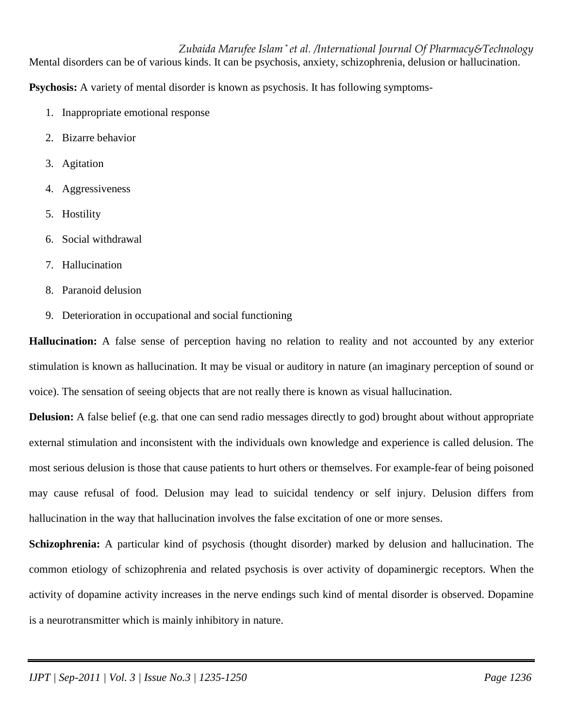Mental disorders can be of various kinds. It can be psychosis, anxiety, schizophrenia, delusion or hallucination.

**Psychosis:** A variety of mental disorder is known as psychosis. It has following symptoms-

1. Inappropriate emotional response
2. Bizarre behavior
3. Agitation
4. Aggressiveness
5. Hostility
6. Social withdrawal
7. Hallucination
8. Paranoid delusion
9. Deterioration in occupational and social functioning

**Hallucination:** A false sense of perception having no relation to reality and not accounted by any exterior stimulation is known as hallucination. It may be visual or auditory in nature (an imaginary perception of sound or voice). The sensation of seeing objects that are not really there is known as visual hallucination.

**Delusion:** A false belief (e.g. that one can send radio messages directly to god) brought about without appropriate external stimulation and inconsistent with the individuals own knowledge and experience is called delusion. The most serious delusion is those that cause patients to hurt others or themselves. For example-fear of being poisoned may cause refusal of food. Delusion may lead to suicidal tendency or self injury. Delusion differs from hallucination in the way that hallucination involves the false excitation of one or more senses.

**Schizophrenia:** A particular kind of psychosis (thought disorder) marked by delusion and hallucination. The common etiology of schizophrenia and related psychosis is over activity of dopaminergic receptors. When the activity of dopamine activity increases in the nerve endings such kind of mental disorder is observed. Dopamine is a neurotransmitter which is mainly inhibitory in nature.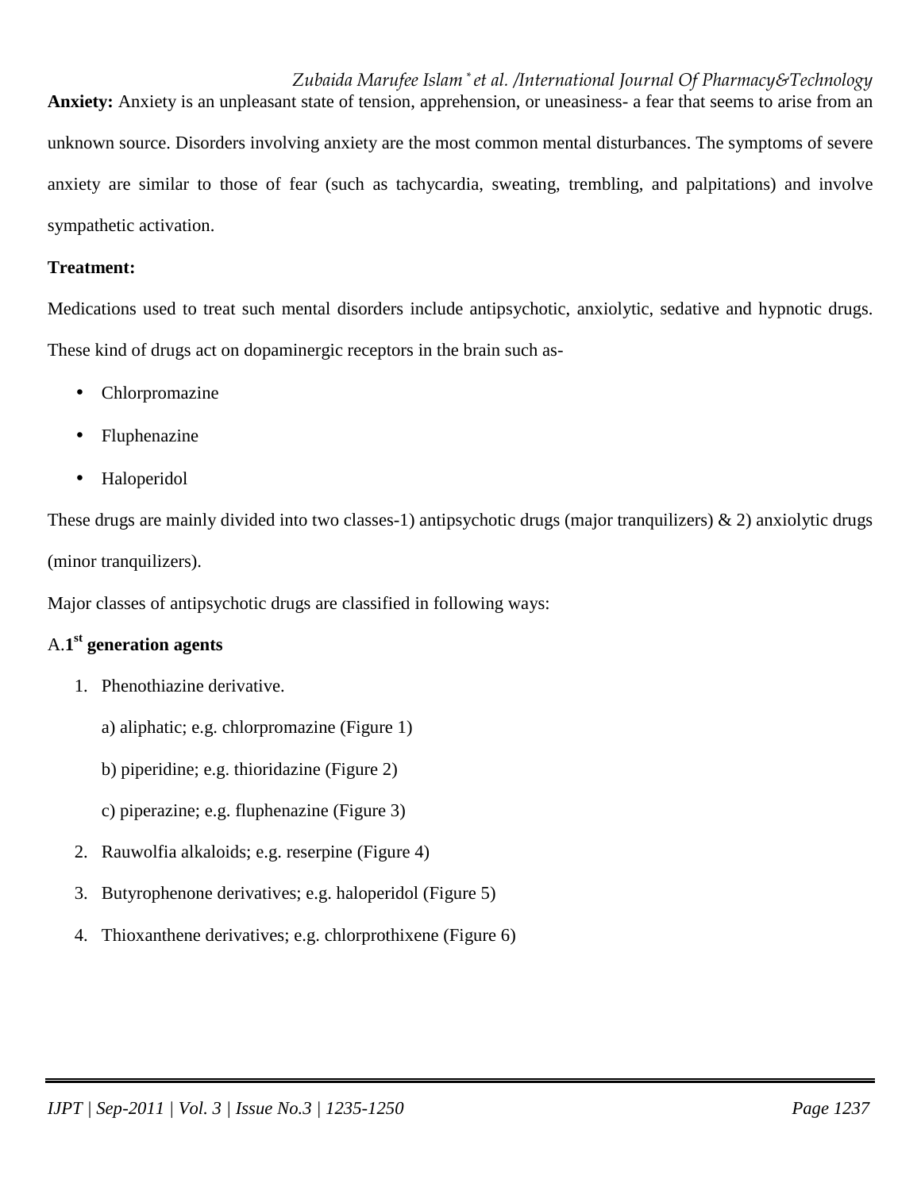**Anxiety:** Anxiety is an unpleasant state of tension, apprehension, or uneasiness- a fear that seems to arise from an unknown source. Disorders involving anxiety are the most common mental disturbances. The symptoms of severe anxiety are similar to those of fear (such as tachycardia, sweating, trembling, and palpitations) and involve sympathetic activation.

**Treatment:**

Medications used to treat such mental disorders include antipsychotic, anxiolytic, sedative and hypnotic drugs. These kind of drugs act on dopaminergic receptors in the brain such as-

- Chlorpromazine
- Fluphenazine
- Haloperidol

These drugs are mainly divided into two classes-1) antipsychotic drugs (major tranquilizers) & 2) anxiolytic drugs (minor tranquilizers).

Major classes of antipsychotic drugs are classified in following ways:

A.**1st generation agents**

1. Phenothiazine derivative.

   a) aliphatic; e.g. chlorpromazine (Figure 1)

   b) piperidine; e.g. thioridazine (Figure 2)

   c) piperazine; e.g. fluphenazine (Figure 3)

2. Rauwolfia alkaloids; e.g. reserpine (Figure 4)
3. Butyrophenone derivatives; e.g. haloperidol (Figure 5)
4. Thioxanthene derivatives; e.g. chlorprothixene (Figure 6)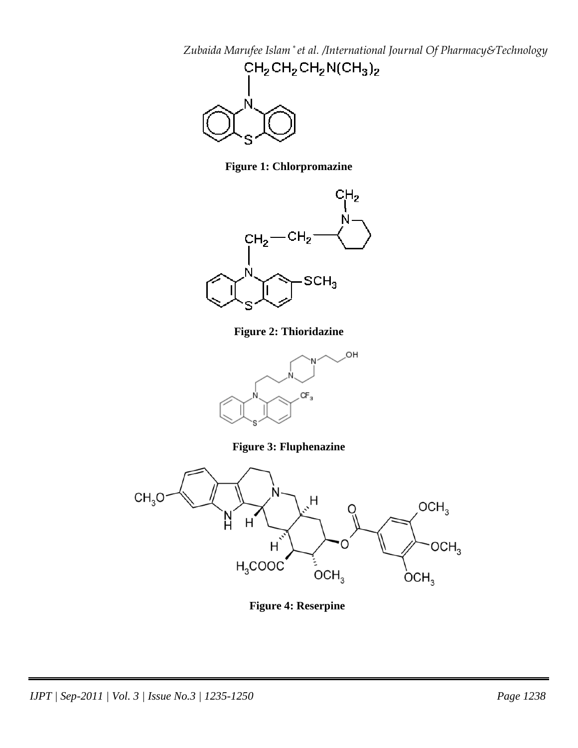Figure 1: Chlorpromazine

Figure 2: Thioridazine

Figure 3: Fluphenazine

Figure 4: Reserpine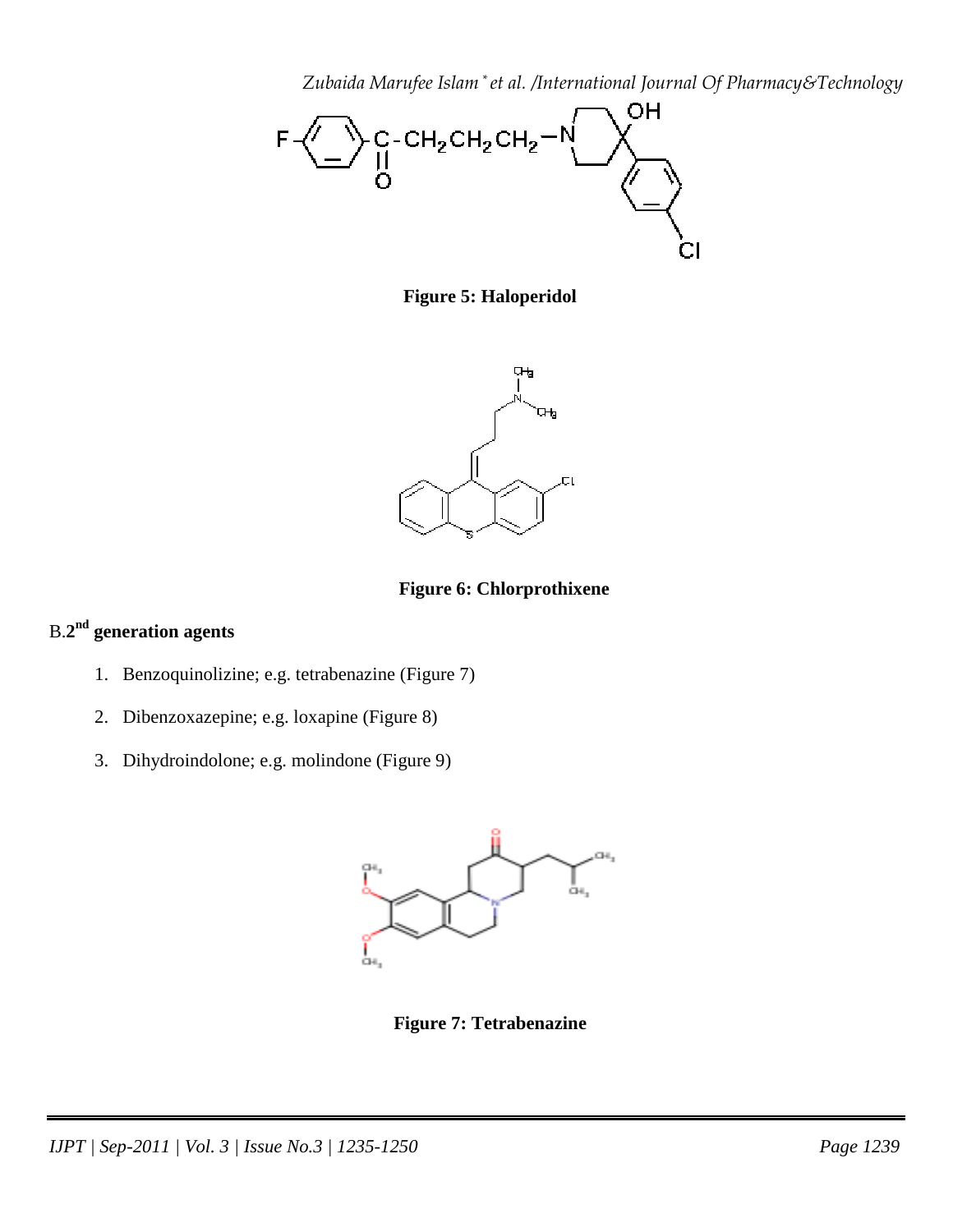**Figure 5: Haloperidol**

**Figure 6: Chlorprothixene**

B.**2nd generation agents**

1. Benzoquinolizine; e.g. tetrabenazine (Figure 7)
2. Dibenzoxazepine; e.g. loxapine (Figure 8)
3. Dihydroindolone; e.g. molindone (Figure 9)

**Figure 7: Tetrabenazine**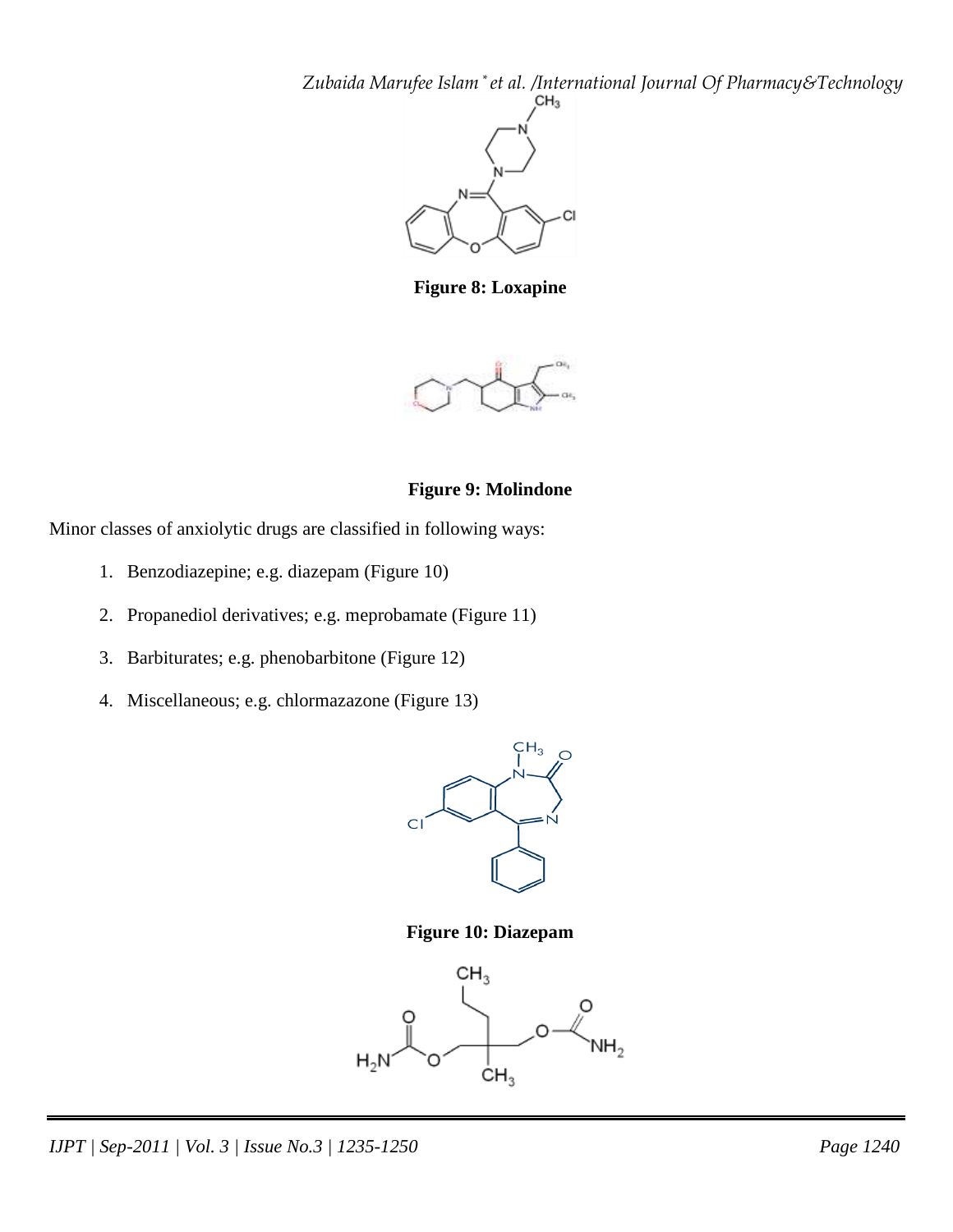**Figure 8: Loxapine**

**Figure 9: Molindone**

Minor classes of anxiolytic drugs are classified in following ways:

1. Benzodiazepine; e.g. diazepam (Figure 10)
2. Propanediol derivatives; e.g. meprobamate (Figure 11)
3. Barbiturates; e.g. phenobarbitone (Figure 12)
4. Miscellaneous; e.g. chlormazazone (Figure 13)

**Figure 10: Diazepam**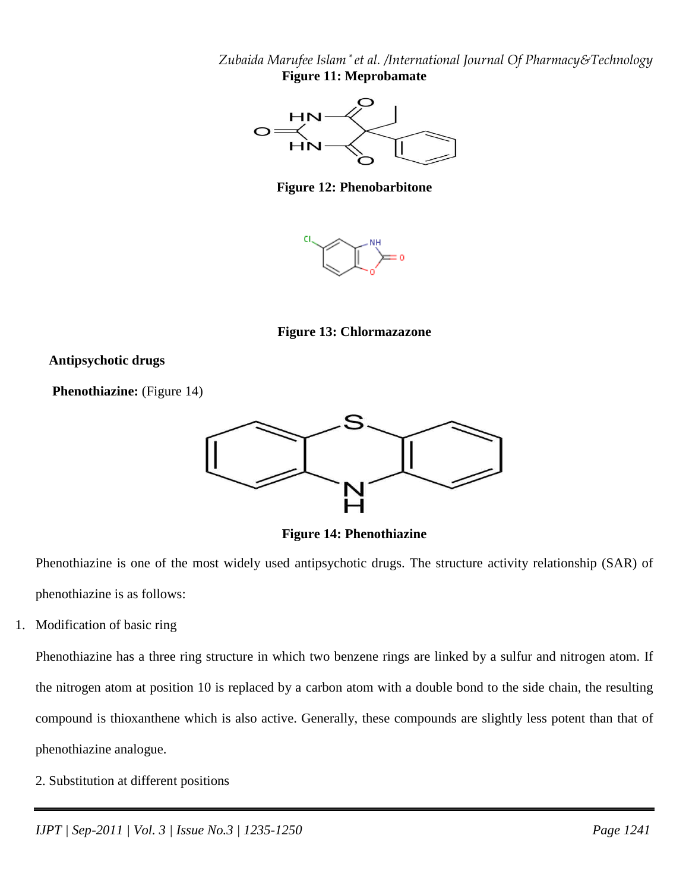**Figure 11: Meprobamate**

**Figure 12: Phenobarbitone**

**Figure 13: Chlormazazone**

**Antipsychotic drugs**

**Phenothiazine:** (Figure 14)

**Figure 14: Phenothiazine**

Phenothiazine is one of the most widely used antipsychotic drugs. The structure activity relationship (SAR) of phenothiazine is as follows:

1. Modification of basic ring

Phenothiazine has a three ring structure in which two benzene rings are linked by a sulfur and nitrogen atom. If the nitrogen atom at position 10 is replaced by a carbon atom with a double bond to the side chain, the resulting compound is thioxanthene which is also active. Generally, these compounds are slightly less potent than that of phenothiazine analogue.

2. Substitution at different positions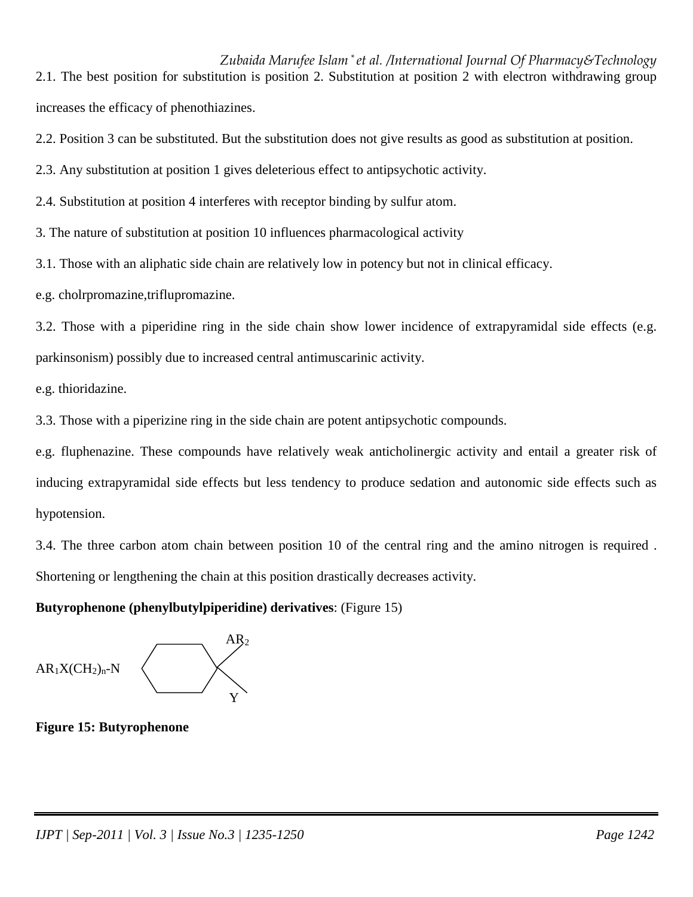2.1. The best position for substitution is position 2. Substitution at position 2 with electron withdrawing group increases the efficacy of phenothiazines.

2.2. Position 3 can be substituted. But the substitution does not give results as good as substitution at position.

2.3. Any substitution at position 1 gives deleterious effect to antipsychotic activity.

2.4. Substitution at position 4 interferes with receptor binding by sulfur atom.

3. The nature of substitution at position 10 influences pharmacological activity

3.1. Those with an aliphatic side chain are relatively low in potency but not in clinical efficacy.

e.g. cholrpromazine,triflupromazine.

3.2. Those with a piperidine ring in the side chain show lower incidence of extrapyramidal side effects (e.g. parkinsonism) possibly due to increased central antimuscarinic activity.

e.g. thioridazine.

3.3. Those with a piperizine ring in the side chain are potent antipsychotic compounds.

e.g. fluphenazine. These compounds have relatively weak anticholinergic activity and entail a greater risk of inducing extrapyramidal side effects but less tendency to produce sedation and autonomic side effects such as hypotension.

3.4. The three carbon atom chain between position 10 of the central ring and the amino nitrogen is required . Shortening or lengthening the chain at this position drastically decreases activity.

**Butyrophenone (phenylbutylpiperidine) derivatives**: (Figure 15)

$AR_1X(CH_2)_n$-N (ring) with $AR_2$ and Y

**Figure 15: Butyrophenone**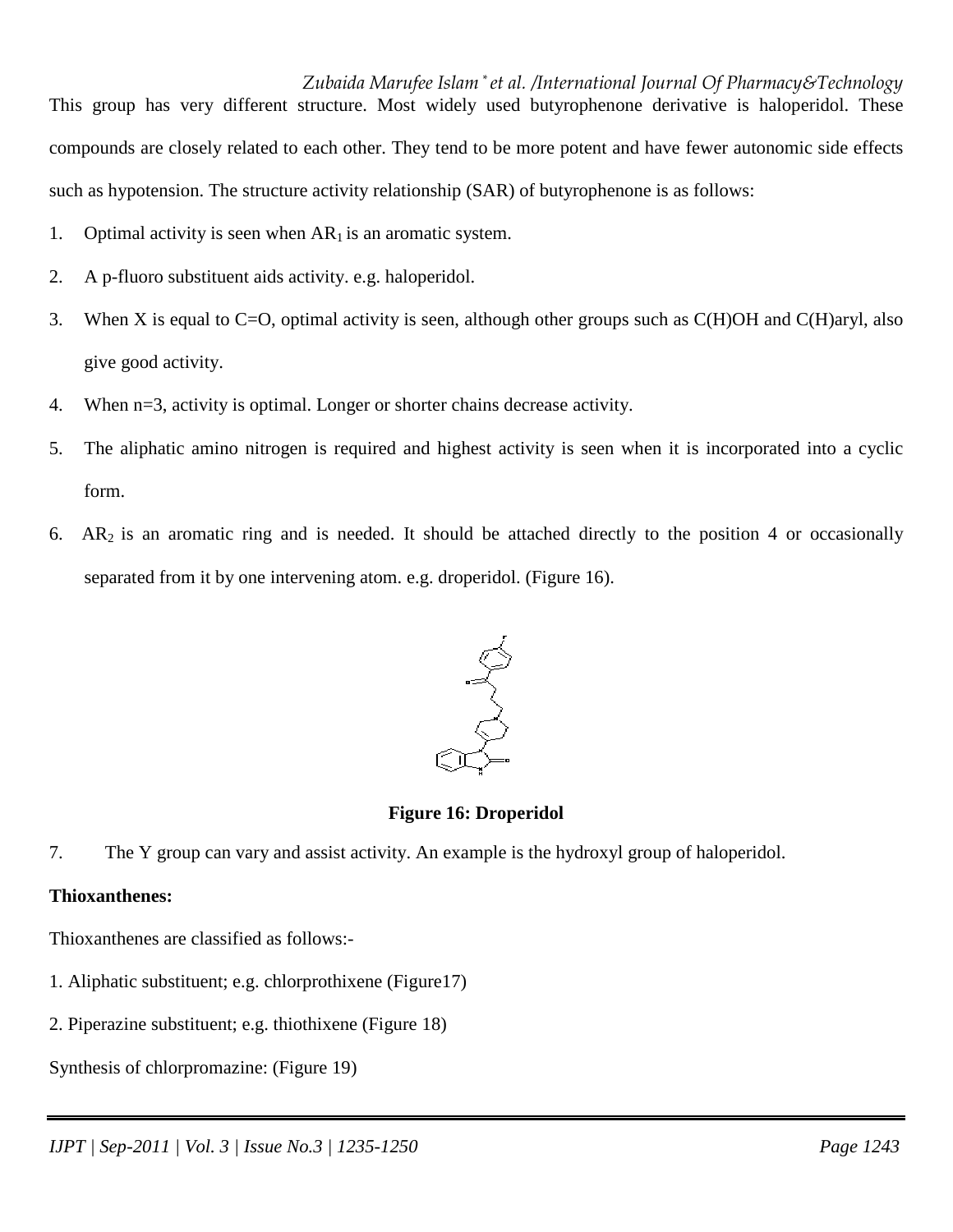This group has very different structure. Most widely used butyrophenone derivative is haloperidol. These compounds are closely related to each other. They tend to be more potent and have fewer autonomic side effects such as hypotension. The structure activity relationship (SAR) of butyrophenone is as follows:

1. Optimal activity is seen when $AR_1$ is an aromatic system.
2. A p-fluoro substituent aids activity. e.g. haloperidol.
3. When X is equal to C=O, optimal activity is seen, although other groups such as C(H)OH and C(H)aryl, also give good activity.
4. When n=3, activity is optimal. Longer or shorter chains decrease activity.
5. The aliphatic amino nitrogen is required and highest activity is seen when it is incorporated into a cyclic form.
6. $AR_2$ is an aromatic ring and is needed. It should be attached directly to the position 4 or occasionally separated from it by one intervening atom. e.g. droperidol. (Figure 16).

**Figure 16: Droperidol**

7. The Y group can vary and assist activity. An example is the hydroxyl group of haloperidol.

**Thioxanthenes:**

Thioxanthenes are classified as follows:-

1. Aliphatic substituent; e.g. chlorprothixene (Figure17)
2. Piperazine substituent; e.g. thiothixene (Figure 18)

Synthesis of chlorpromazine: (Figure 19)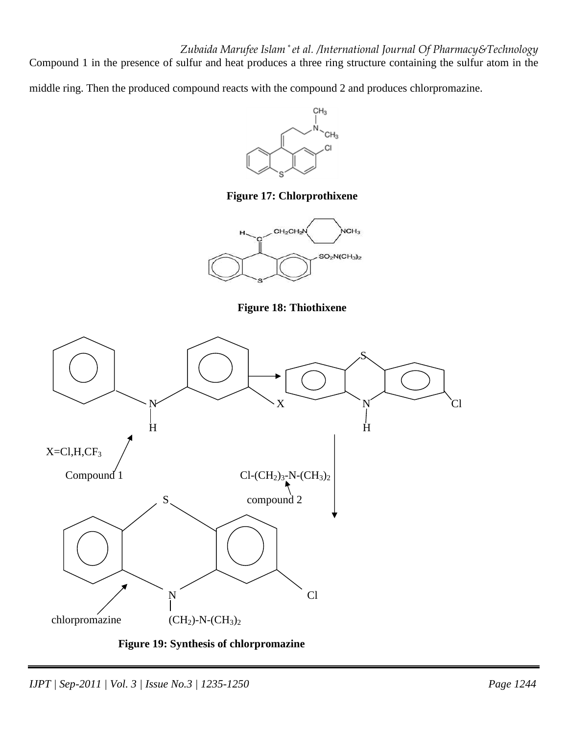Compound 1 in the presence of sulfur and heat produces a three ring structure containing the sulfur atom in the middle ring. Then the produced compound reacts with the compound 2 and produces chlorpromazine.

**Figure 17: Chlorprothixene**

**Figure 18: Thiothixene**

X=Cl,H,$CF_3$

Compound 1

$Cl-(CH_2)_3-N-(CH_3)_2$

compound 2

chlorpromazine

$(CH_2)-N-(CH_3)_2$

**Figure 19: Synthesis of chlorpromazine**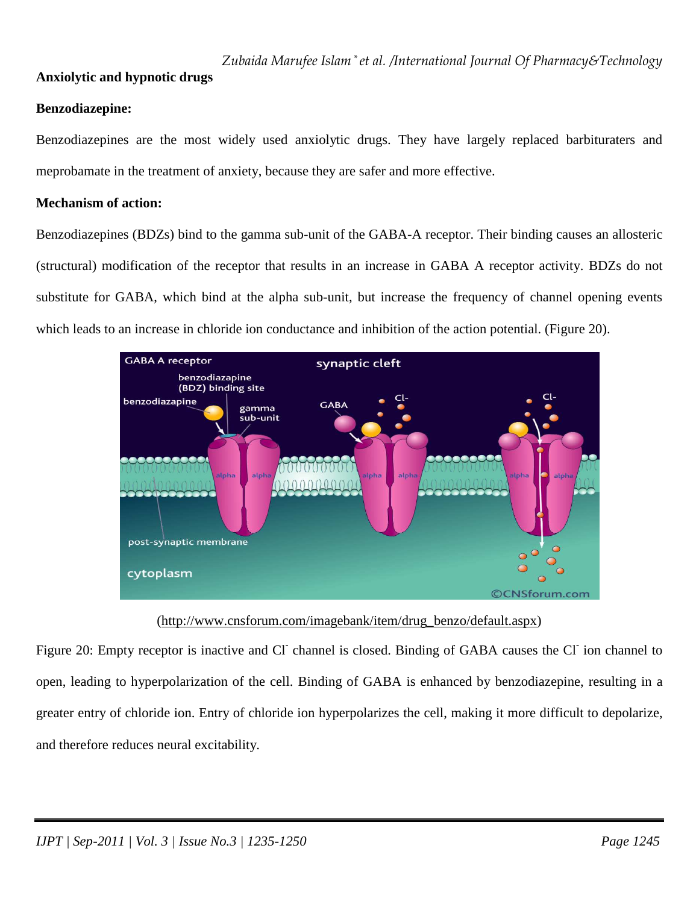**Anxiolytic and hypnotic drugs**

**Benzodiazepine:**

Benzodiazepines are the most widely used anxiolytic drugs. They have largely replaced barbituraters and meprobamate in the treatment of anxiety, because they are safer and more effective.

**Mechanism of action:**

Benzodiazepines (BDZs) bind to the gamma sub-unit of the GABA-A receptor. Their binding causes an allosteric (structural) modification of the receptor that results in an increase in GABA A receptor activity. BDZs do not substitute for GABA, which bind at the alpha sub-unit, but increase the frequency of channel opening events which leads to an increase in chloride ion conductance and inhibition of the action potential. (Figure 20).

(http://www.cnsforum.com/imagebank/item/drug_benzo/default.aspx)

Figure 20: Empty receptor is inactive and $Cl^-$ channel is closed. Binding of GABA causes the $Cl^-$ ion channel to open, leading to hyperpolarization of the cell. Binding of GABA is enhanced by benzodiazepine, resulting in a greater entry of chloride ion. Entry of chloride ion hyperpolarizes the cell, making it more difficult to depolarize, and therefore reduces neural excitability.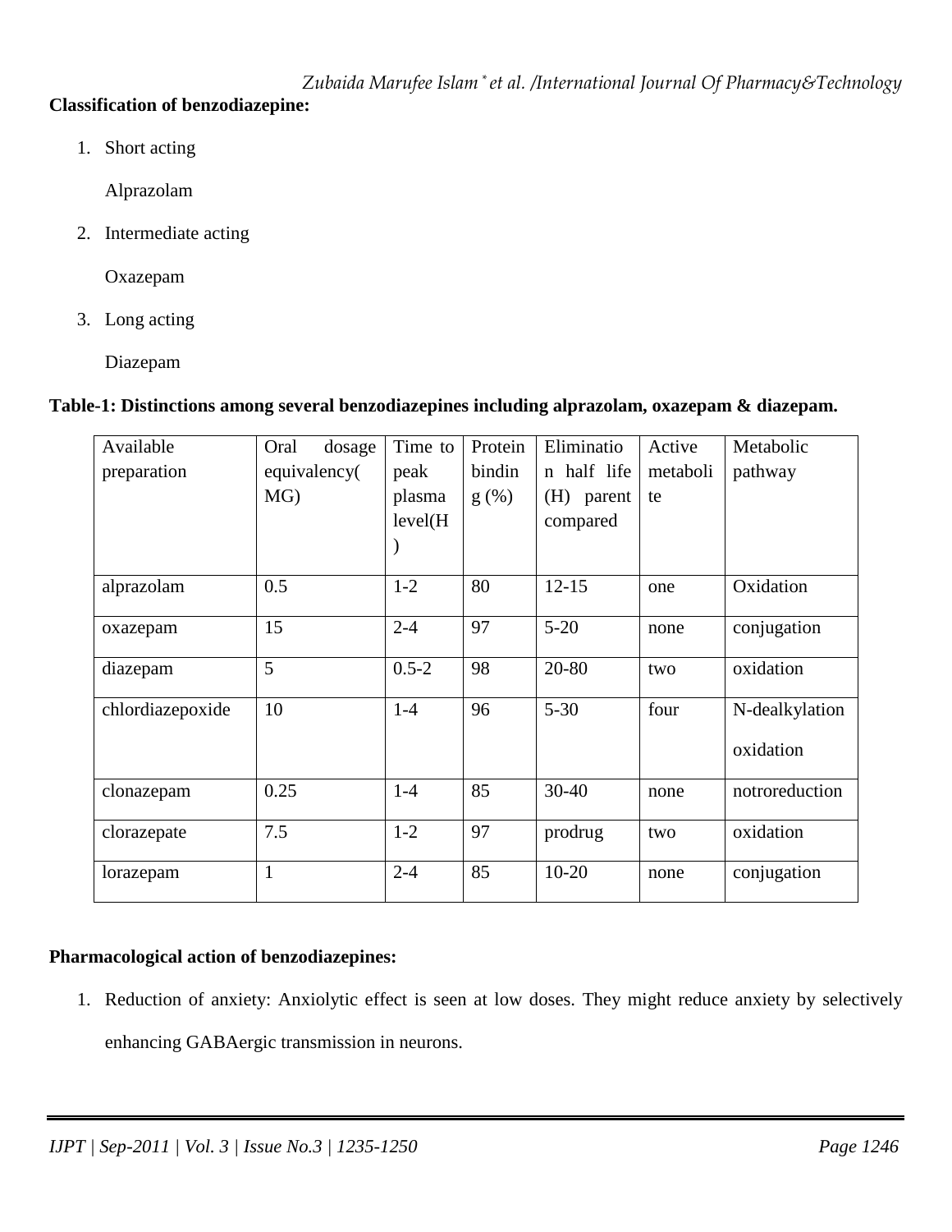**Classification of benzodiazepine:**

1. Short acting

   Alprazolam

2. Intermediate acting

   Oxazepam

3. Long acting

   Diazepam

**Table-1: Distinctions among several benzodiazepines including alprazolam, oxazepam & diazepam.**

| Available preparation | Oral dosage equivalency( MG) | Time to peak plasma level(H ) | Protein binding (%) | Elimination half life (H) parent compared | Active metabolite | Metabolic pathway |
|---|---|---|---|---|---|---|
| alprazolam | 0.5 | 1-2 | 80 | 12-15 | one | Oxidation |
| oxazepam | 15 | 2-4 | 97 | 5-20 | none | conjugation |
| diazepam | 5 | 0.5-2 | 98 | 20-80 | two | oxidation |
| chlordiazepoxide | 10 | 1-4 | 96 | 5-30 | four | N-dealkylation oxidation |
| clonazepam | 0.25 | 1-4 | 85 | 30-40 | none | notroreduction |
| clorazepate | 7.5 | 1-2 | 97 | prodrug | two | oxidation |
| lorazepam | 1 | 2-4 | 85 | 10-20 | none | conjugation |

**Pharmacological action of benzodiazepines:**

1. Reduction of anxiety: Anxiolytic effect is seen at low doses. They might reduce anxiety by selectively enhancing GABAergic transmission in neurons.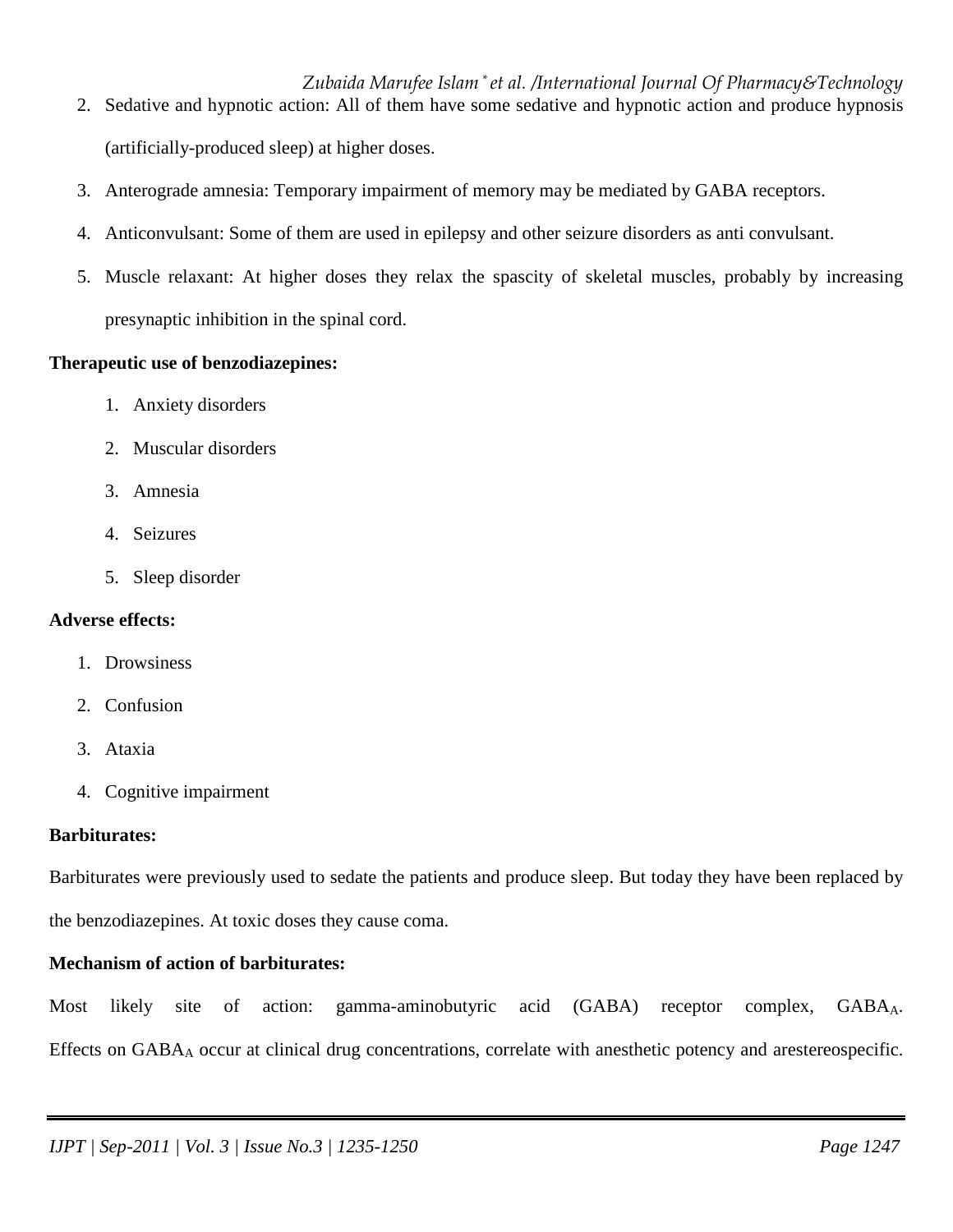2. Sedative and hypnotic action: All of them have some sedative and hypnotic action and produce hypnosis (artificially-produced sleep) at higher doses.
3. Anterograde amnesia: Temporary impairment of memory may be mediated by GABA receptors.
4. Anticonvulsant: Some of them are used in epilepsy and other seizure disorders as anti convulsant.
5. Muscle relaxant: At higher doses they relax the spascity of skeletal muscles, probably by increasing presynaptic inhibition in the spinal cord.

**Therapeutic use of benzodiazepines:**

1. Anxiety disorders
2. Muscular disorders
3. Amnesia
4. Seizures
5. Sleep disorder

**Adverse effects:**

1. Drowsiness
2. Confusion
3. Ataxia
4. Cognitive impairment

**Barbiturates:**

Barbiturates were previously used to sedate the patients and produce sleep. But today they have been replaced by the benzodiazepines. At toxic doses they cause coma.

**Mechanism of action of barbiturates:**

Most likely site of action: gamma-aminobutyric acid (GABA) receptor complex, $GABA_A$. Effects on $GABA_A$ occur at clinical drug concentrations, correlate with anesthetic potency and arestereospecific.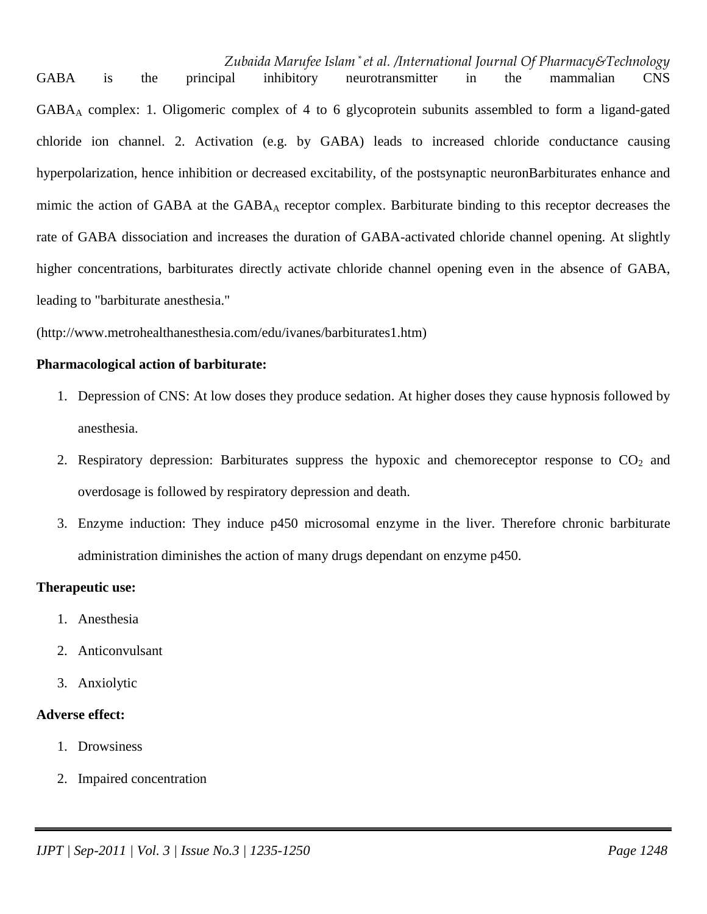GABA is the principal inhibitory neurotransmitter in the mammalian CNS

$GABA_A$ complex: 1. Oligomeric complex of 4 to 6 glycoprotein subunits assembled to form a ligand-gated chloride ion channel. 2. Activation (e.g. by GABA) leads to increased chloride conductance causing hyperpolarization, hence inhibition or decreased excitability, of the postsynaptic neuronBarbiturates enhance and mimic the action of GABA at the $GABA_A$ receptor complex. Barbiturate binding to this receptor decreases the rate of GABA dissociation and increases the duration of GABA-activated chloride channel opening. At slightly higher concentrations, barbiturates directly activate chloride channel opening even in the absence of GABA, leading to "barbiturate anesthesia."

(http://www.metrohealthanesthesia.com/edu/ivanes/barbiturates1.htm)

**Pharmacological action of barbiturate:**

1. Depression of CNS: At low doses they produce sedation. At higher doses they cause hypnosis followed by anesthesia.
2. Respiratory depression: Barbiturates suppress the hypoxic and chemoreceptor response to $CO_2$ and overdosage is followed by respiratory depression and death.
3. Enzyme induction: They induce p450 microsomal enzyme in the liver. Therefore chronic barbiturate administration diminishes the action of many drugs dependant on enzyme p450.

**Therapeutic use:**

1. Anesthesia
2. Anticonvulsant
3. Anxiolytic

**Adverse effect:**

1. Drowsiness
2. Impaired concentration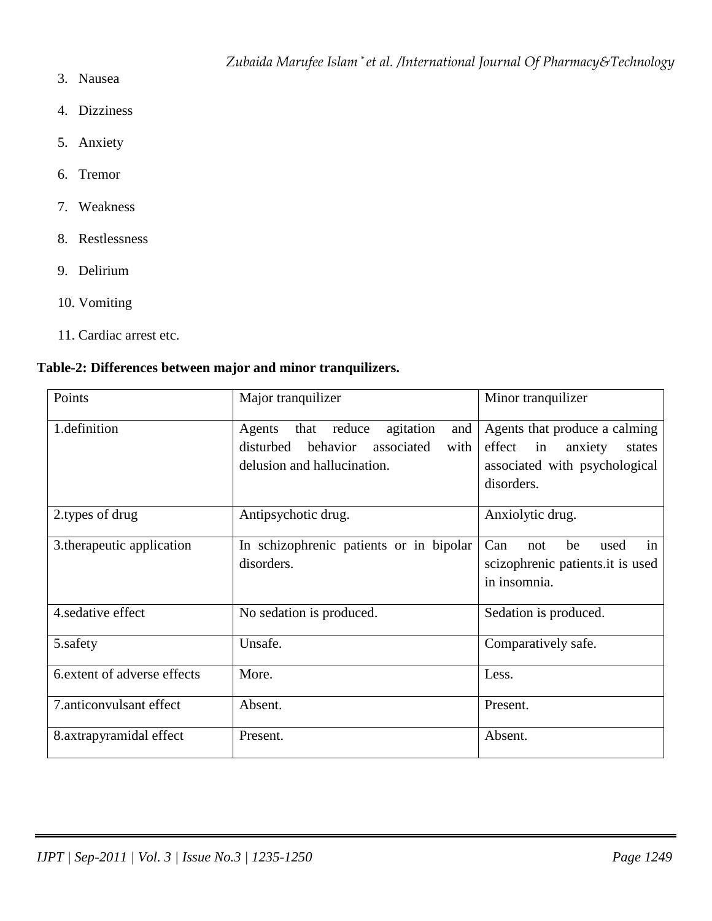3. Nausea
4. Dizziness
5. Anxiety
6. Tremor
7. Weakness
8. Restlessness
9. Delirium
10. Vomiting
11. Cardiac arrest etc.

**Table-2: Differences between major and minor tranquilizers.**

| Points | Major tranquilizer | Minor tranquilizer |
|---|---|---|
| 1.definition | Agents that reduce agitation and disturbed behavior associated with delusion and hallucination. | Agents that produce a calming effect in anxiety states associated with psychological disorders. |
| 2.types of drug | Antipsychotic drug. | Anxiolytic drug. |
| 3.therapeutic application | In schizophrenic patients or in bipolar disorders. | Can not be used in scizophrenic patients.it is used in insomnia. |
| 4.sedative effect | No sedation is produced. | Sedation is produced. |
| 5.safety | Unsafe. | Comparatively safe. |
| 6.extent of adverse effects | More. | Less. |
| 7.anticonvulsant effect | Absent. | Present. |
| 8.axtrapyramidal effect | Present. | Absent. |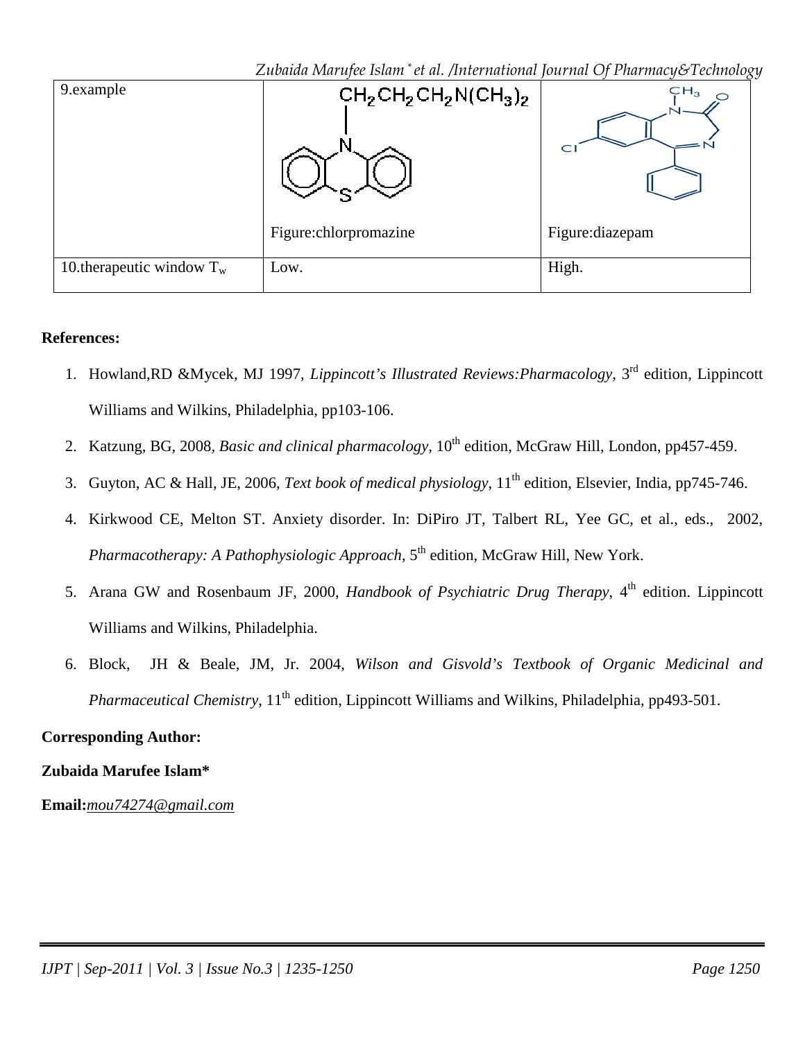| | | |
|---|---|---|
| 9.example | $CH_2CH_2CH_2N(CH_3)_2$ Figure:chlorpromazine | Figure:diazepam |
| 10.therapeutic window $T_w$ | Low. | High. |

**References:**

1. Howland,RD &Mycek, MJ 1997, *Lippincott's Illustrated Reviews:Pharmacology*, 3rd edition, Lippincott Williams and Wilkins, Philadelphia, pp103-106.
2. Katzung, BG, 2008, *Basic and clinical pharmacology*, 10th edition, McGraw Hill, London, pp457-459.
3. Guyton, AC & Hall, JE, 2006, *Text book of medical physiology*, 11th edition, Elsevier, India, pp745-746.
4. Kirkwood CE, Melton ST. Anxiety disorder. In: DiPiro JT, Talbert RL, Yee GC, et al., eds., 2002, *Pharmacotherapy: A Pathophysiologic Approach*, 5th edition, McGraw Hill, New York.
5. Arana GW and Rosenbaum JF, 2000, *Handbook of Psychiatric Drug Therapy*, 4th edition. Lippincott Williams and Wilkins, Philadelphia.
6. Block, JH & Beale, JM, Jr. 2004, *Wilson and Gisvold's Textbook of Organic Medicinal and Pharmaceutical Chemistry*, 11th edition, Lippincott Williams and Wilkins, Philadelphia, pp493-501.

**Corresponding Author:**

**Zubaida Marufee Islam***

**Email:***mou74274@gmail.com*